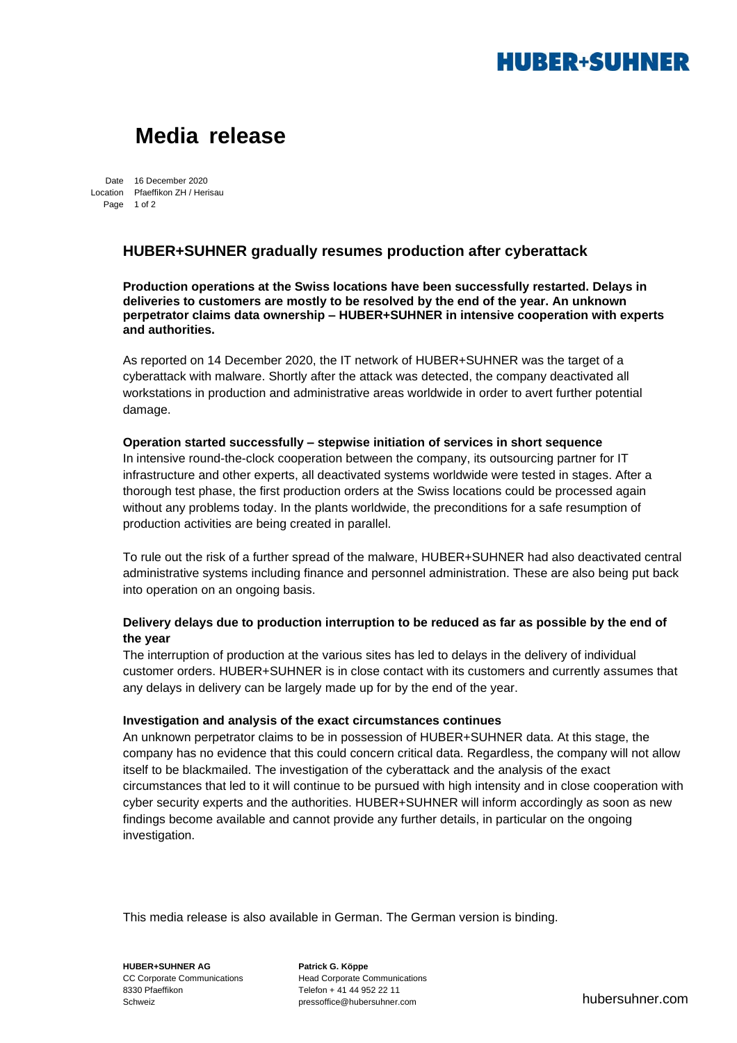# Media release

Date 16 December 2020
Location Pfaeffikon ZH / Herisau

## HUBER+SUHNER gradually resumes production after cyberattack

**Production operations at the Swiss locations have been successfully restarted. Delays in deliveries to customers are mostly to be resolved by the end of the year. An unknown perpetrator claims data ownership – HUBER+SUHNER in intensive cooperation with experts and authorities.**

As reported on 14 December 2020, the IT network of HUBER+SUHNER was the target of a cyberattack with malware. Shortly after the attack was detected, the company deactivated all workstations in production and administrative areas worldwide in order to avert further potential damage.

**Operation started successfully – stepwise initiation of services in short sequence**

In intensive round-the-clock cooperation between the company, its outsourcing partner for IT infrastructure and other experts, all deactivated systems worldwide were tested in stages. After a thorough test phase, the first production orders at the Swiss locations could be processed again without any problems today. In the plants worldwide, the preconditions for a safe resumption of production activities are being created in parallel.

To rule out the risk of a further spread of the malware, HUBER+SUHNER had also deactivated central administrative systems including finance and personnel administration. These are also being put back into operation on an ongoing basis.

**Delivery delays due to production interruption to be reduced as far as possible by the end of the year**

The interruption of production at the various sites has led to delays in the delivery of individual customer orders. HUBER+SUHNER is in close contact with its customers and currently assumes that any delays in delivery can be largely made up for by the end of the year.

**Investigation and analysis of the exact circumstances continues**

An unknown perpetrator claims to be in possession of HUBER+SUHNER data. At this stage, the company has no evidence that this could concern critical data. Regardless, the company will not allow itself to be blackmailed. The investigation of the cyberattack and the analysis of the exact circumstances that led to it will continue to be pursued with high intensity and in close cooperation with cyber security experts and the authorities. HUBER+SUHNER will inform accordingly as soon as new findings become available and cannot provide any further details, in particular on the ongoing investigation.

This media release is also available in German. The German version is binding.

**HUBER+SUHNER AG**
CC Corporate Communications
8330 Pfaeffikon
Schweiz

**Patrick G. Köppe**
Head Corporate Communications
Telefon + 41 44 952 22 11
pressoffice@hubersuhner.com

hubersuhner.com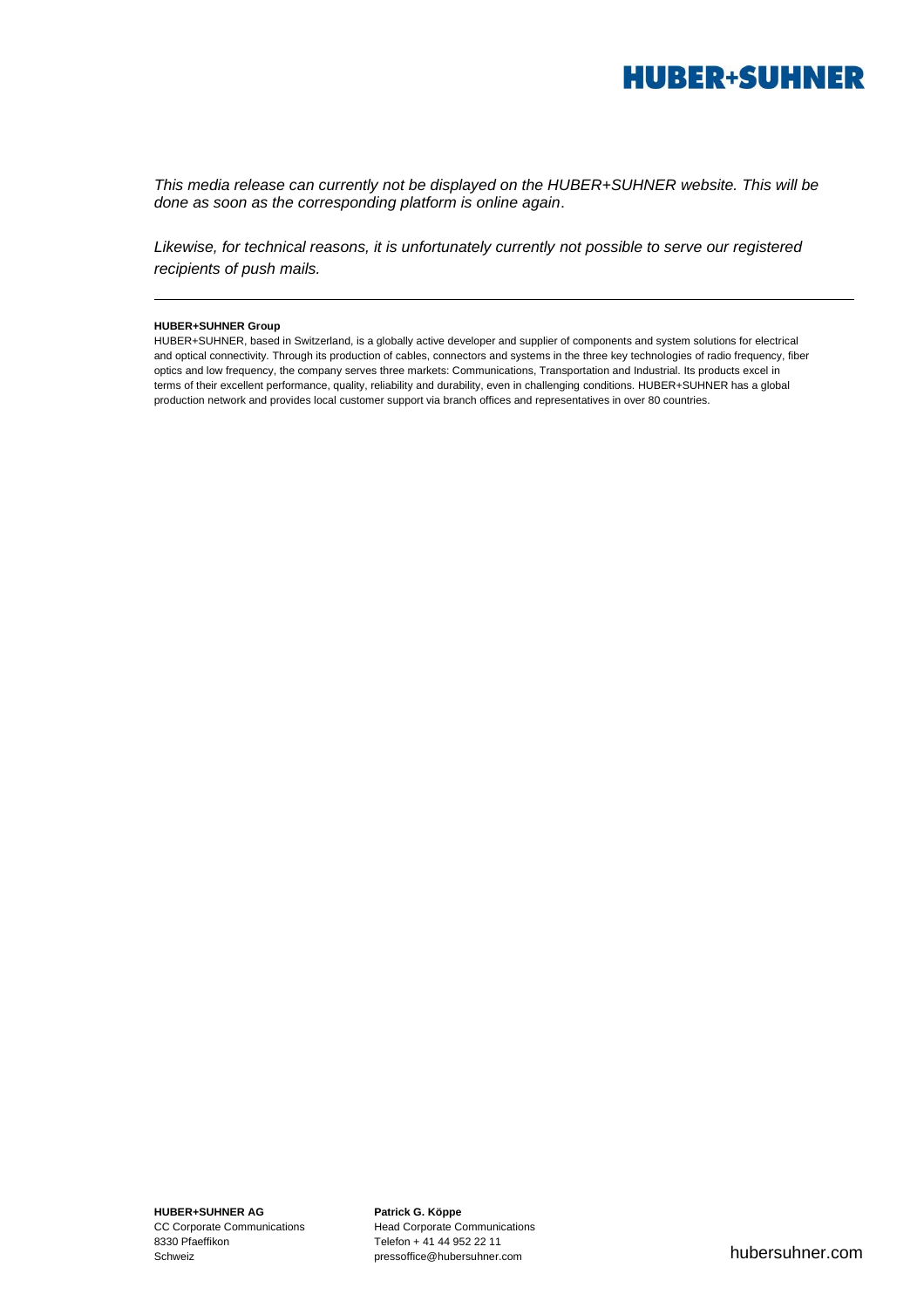*This media release can currently not be displayed on the HUBER+SUHNER website. This will be done as soon as the corresponding platform is online again*.

*Likewise, for technical reasons, it is unfortunately currently not possible to serve our registered recipients of push mails.*

---

**HUBER+SUHNER Group**

HUBER+SUHNER, based in Switzerland, is a globally active developer and supplier of components and system solutions for electrical and optical connectivity. Through its production of cables, connectors and systems in the three key technologies of radio frequency, fiber optics and low frequency, the company serves three markets: Communications, Transportation and Industrial. Its products excel in terms of their excellent performance, quality, reliability and durability, even in challenging conditions. HUBER+SUHNER has a global production network and provides local customer support via branch offices and representatives in over 80 countries.

**HUBER+SUHNER AG**
CC Corporate Communications
8330 Pfaeffikon
Schweiz

**Patrick G. Köppe**
Head Corporate Communications
Telefon + 41 44 952 22 11
pressoffice@hubersuhner.com

hubersuhner.com